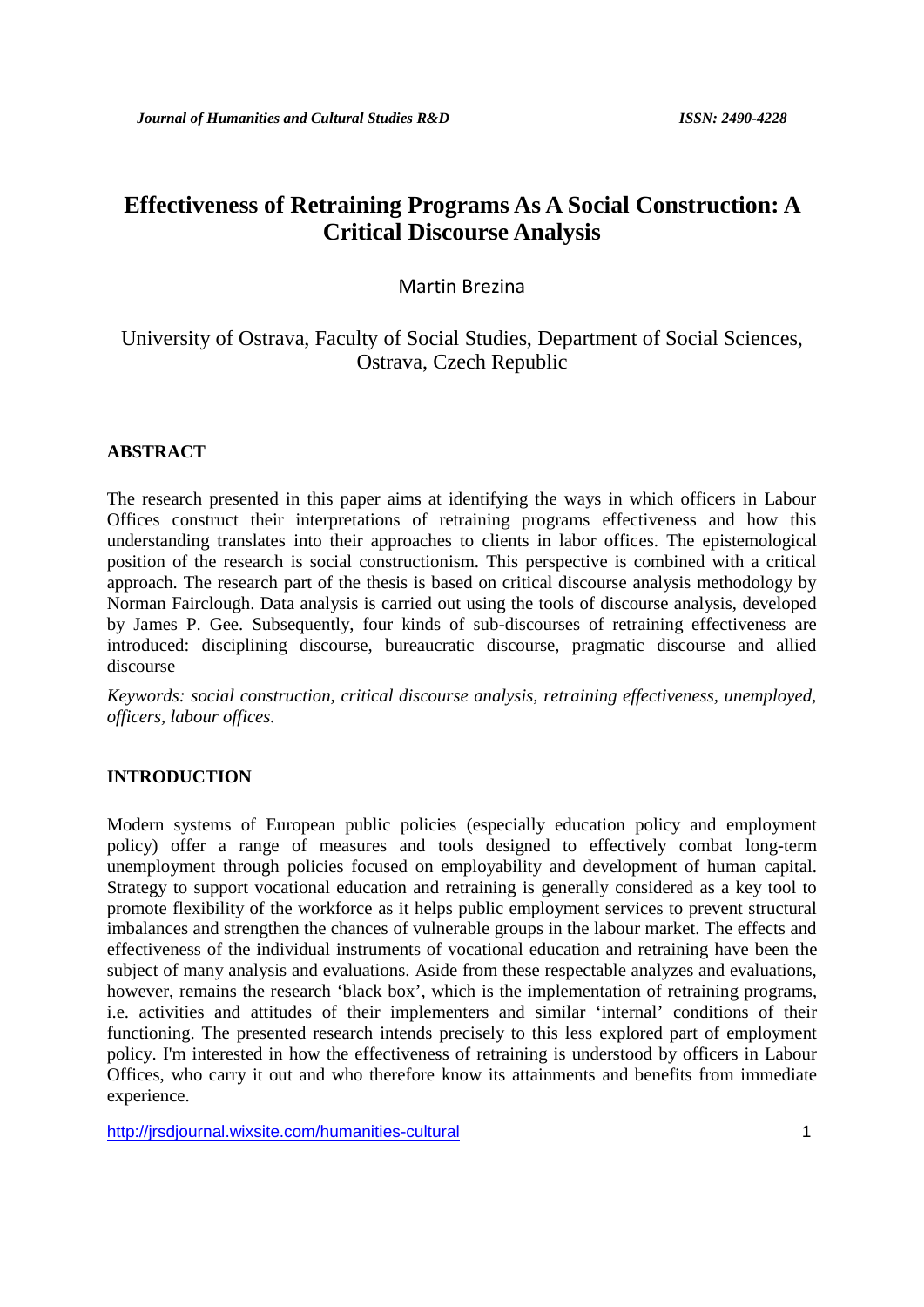# Effectiveness of Retraining Programs As A Social Construction: A Critical Discourse Analysis

Martin Brezina

University of Ostrava, Faculty of Social Studies, Department of Social Sciences, Ostrava, Czech Republic

## ABSTRACT

The research presented in this paper aims at identifying the ways in which officers in Labour Offices construct their interpretations of retraining programs effectiveness and how this understanding translates into their approaches to clients in labor offices. The epistemological position of the research is social constructionism. This perspective is combined with a critical approach. The research part of the thesis is based on critical discourse analysis methodology by Norman Fairclough. Data analysis is carried out using the tools of discourse analysis, developed by James P. Gee. Subsequently, four kinds of sub-discourses of retraining effectiveness are introduced: disciplining discourse, bureaucratic discourse, pragmatic discourse and allied discourse

*Keywords: social construction, critical discourse analysis, retraining effectiveness, unemployed, officers, labour offices.*

## INTRODUCTION

Modern systems of European public policies (especially education policy and employment policy) offer a range of measures and tools designed to effectively combat long-term unemployment through policies focused on employability and development of human capital. Strategy to support vocational education and retraining is generally considered as a key tool to promote flexibility of the workforce as it helps public employment services to prevent structural imbalances and strengthen the chances of vulnerable groups in the labour market. The effects and effectiveness of the individual instruments of vocational education and retraining have been the subject of many analysis and evaluations. Aside from these respectable analyzes and evaluations, however, remains the research 'black box', which is the implementation of retraining programs, i.e. activities and attitudes of their implementers and similar 'internal' conditions of their functioning. The presented research intends precisely to this less explored part of employment policy. I'm interested in how the effectiveness of retraining is understood by officers in Labour Offices, who carry it out and who therefore know its attainments and benefits from immediate experience.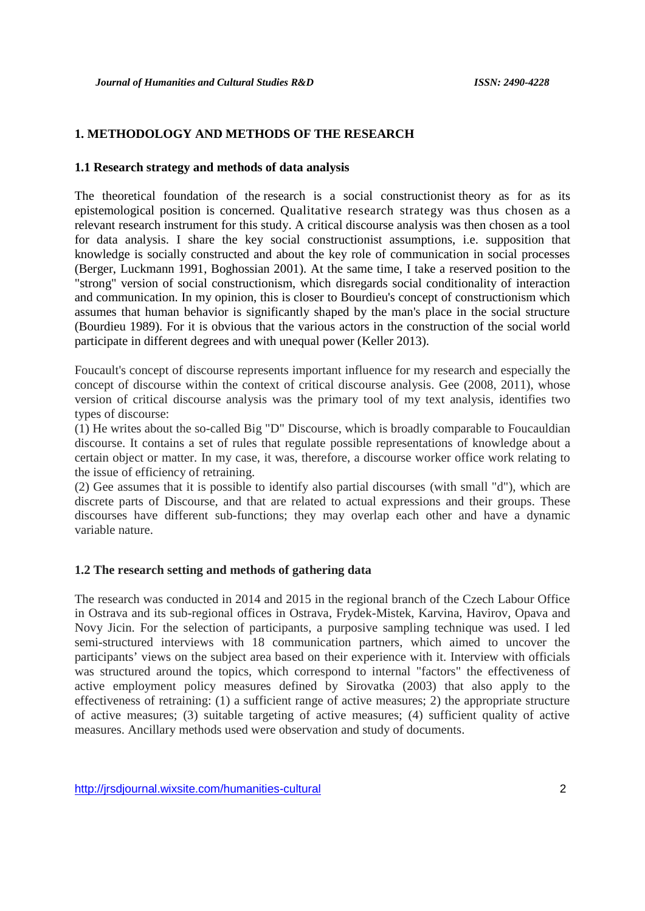## 1. METHODOLOGY AND METHODS OF THE RESEARCH

### 1.1 Research strategy and methods of data analysis

The theoretical foundation of the research is a social constructionist theory as for as its epistemological position is concerned. Qualitative research strategy was thus chosen as a relevant research instrument for this study. A critical discourse analysis was then chosen as a tool for data analysis. I share the key social constructionist assumptions, i.e. supposition that knowledge is socially constructed and about the key role of communication in social processes (Berger, Luckmann 1991, Boghossian 2001). At the same time, I take a reserved position to the "strong" version of social constructionism, which disregards social conditionality of interaction and communication. In my opinion, this is closer to Bourdieu's concept of constructionism which assumes that human behavior is significantly shaped by the man's place in the social structure (Bourdieu 1989). For it is obvious that the various actors in the construction of the social world participate in different degrees and with unequal power (Keller 2013).

Foucault's concept of discourse represents important influence for my research and especially the concept of discourse within the context of critical discourse analysis. Gee (2008, 2011), whose version of critical discourse analysis was the primary tool of my text analysis, identifies two types of discourse:

(1) He writes about the so-called Big "D" Discourse, which is broadly comparable to Foucauldian discourse. It contains a set of rules that regulate possible representations of knowledge about a certain object or matter. In my case, it was, therefore, a discourse worker office work relating to the issue of efficiency of retraining.

(2) Gee assumes that it is possible to identify also partial discourses (with small "d"), which are discrete parts of Discourse, and that are related to actual expressions and their groups. These discourses have different sub-functions; they may overlap each other and have a dynamic variable nature.

### 1.2 The research setting and methods of gathering data

The research was conducted in 2014 and 2015 in the regional branch of the Czech Labour Office in Ostrava and its sub-regional offices in Ostrava, Frydek-Mistek, Karvina, Havirov, Opava and Novy Jicin. For the selection of participants, a purposive sampling technique was used. I led semi-structured interviews with 18 communication partners, which aimed to uncover the participants' views on the subject area based on their experience with it. Interview with officials was structured around the topics, which correspond to internal "factors" the effectiveness of active employment policy measures defined by Sirovatka (2003) that also apply to the effectiveness of retraining: (1) a sufficient range of active measures; 2) the appropriate structure of active measures; (3) suitable targeting of active measures; (4) sufficient quality of active measures. Ancillary methods used were observation and study of documents.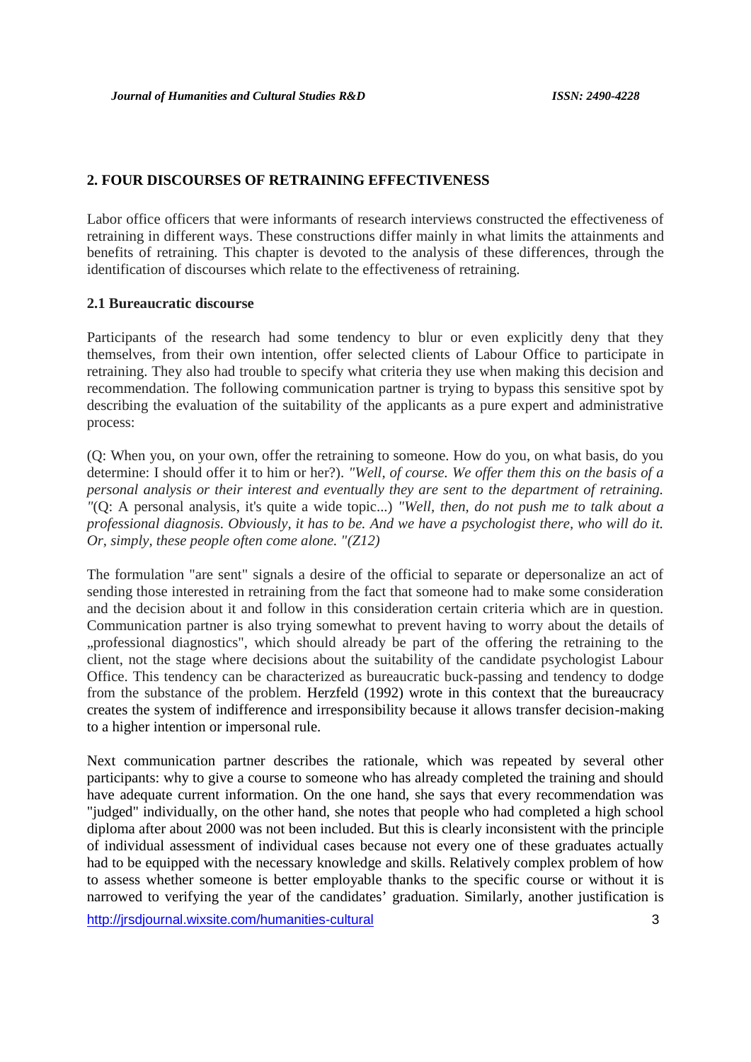## 2. FOUR DISCOURSES OF RETRAINING EFFECTIVENESS

Labor office officers that were informants of research interviews constructed the effectiveness of retraining in different ways. These constructions differ mainly in what limits the attainments and benefits of retraining. This chapter is devoted to the analysis of these differences, through the identification of discourses which relate to the effectiveness of retraining.

### 2.1 Bureaucratic discourse

Participants of the research had some tendency to blur or even explicitly deny that they themselves, from their own intention, offer selected clients of Labour Office to participate in retraining. They also had trouble to specify what criteria they use when making this decision and recommendation. The following communication partner is trying to bypass this sensitive spot by describing the evaluation of the suitability of the applicants as a pure expert and administrative process:

(Q: When you, on your own, offer the retraining to someone. How do you, on what basis, do you determine: I should offer it to him or her?). *"Well, of course. We offer them this on the basis of a personal analysis or their interest and eventually they are sent to the department of retraining. "*(Q: A personal analysis, it's quite a wide topic...) *"Well, then, do not push me to talk about a professional diagnosis. Obviously, it has to be. And we have a psychologist there, who will do it. Or, simply, these people often come alone. "(Z12)*

The formulation "are sent" signals a desire of the official to separate or depersonalize an act of sending those interested in retraining from the fact that someone had to make some consideration and the decision about it and follow in this consideration certain criteria which are in question. Communication partner is also trying somewhat to prevent having to worry about the details of „professional diagnostics", which should already be part of the offering the retraining to the client, not the stage where decisions about the suitability of the candidate psychologist Labour Office. This tendency can be characterized as bureaucratic buck-passing and tendency to dodge from the substance of the problem. Herzfeld (1992) wrote in this context that the bureaucracy creates the system of indifference and irresponsibility because it allows transfer decision-making to a higher intention or impersonal rule.

Next communication partner describes the rationale, which was repeated by several other participants: why to give a course to someone who has already completed the training and should have adequate current information. On the one hand, she says that every recommendation was "judged" individually, on the other hand, she notes that people who had completed a high school diploma after about 2000 was not been included. But this is clearly inconsistent with the principle of individual assessment of individual cases because not every one of these graduates actually had to be equipped with the necessary knowledge and skills. Relatively complex problem of how to assess whether someone is better employable thanks to the specific course or without it is narrowed to verifying the year of the candidates' graduation. Similarly, another justification is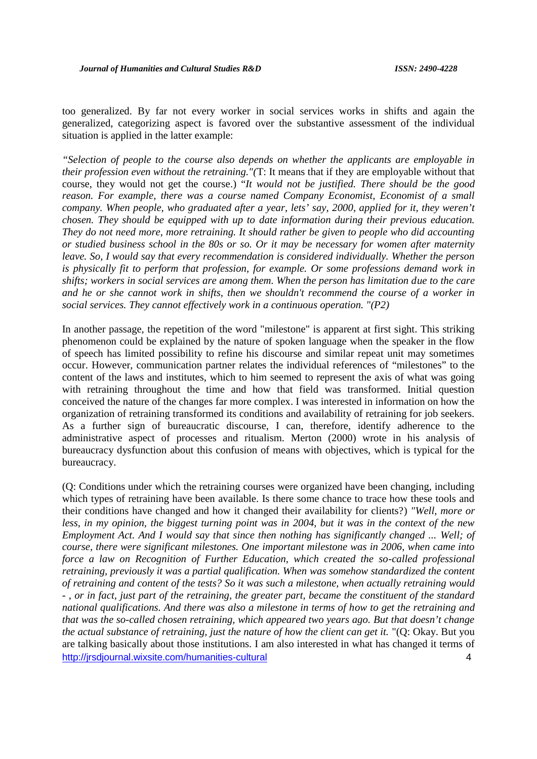too generalized. By far not every worker in social services works in shifts and again the generalized, categorizing aspect is favored over the substantive assessment of the individual situation is applied in the latter example:

*"Selection of people to the course also depends on whether the applicants are employable in their profession even without the retraining."*(T: It means that if they are employable without that course, they would not get the course.) *"It would not be justified. There should be the good reason. For example, there was a course named Company Economist, Economist of a small company. When people, who graduated after a year, lets' say, 2000, applied for it, they weren't chosen. They should be equipped with up to date information during their previous education. They do not need more, more retraining. It should rather be given to people who did accounting or studied business school in the 80s or so. Or it may be necessary for women after maternity leave. So, I would say that every recommendation is considered individually. Whether the person is physically fit to perform that profession, for example. Or some professions demand work in shifts; workers in social services are among them. When the person has limitation due to the care and he or she cannot work in shifts, then we shouldn't recommend the course of a worker in social services. They cannot effectively work in a continuous operation. "(P2)*

In another passage, the repetition of the word "milestone" is apparent at first sight. This striking phenomenon could be explained by the nature of spoken language when the speaker in the flow of speech has limited possibility to refine his discourse and similar repeat unit may sometimes occur. However, communication partner relates the individual references of "milestones" to the content of the laws and institutes, which to him seemed to represent the axis of what was going with retraining throughout the time and how that field was transformed. Initial question conceived the nature of the changes far more complex. I was interested in information on how the organization of retraining transformed its conditions and availability of retraining for job seekers. As a further sign of bureaucratic discourse, I can, therefore, identify adherence to the administrative aspect of processes and ritualism. Merton (2000) wrote in his analysis of bureaucracy dysfunction about this confusion of means with objectives, which is typical for the bureaucracy.

(Q: Conditions under which the retraining courses were organized have been changing, including which types of retraining have been available. Is there some chance to trace how these tools and their conditions have changed and how it changed their availability for clients?) *"Well, more or less, in my opinion, the biggest turning point was in 2004, but it was in the context of the new Employment Act. And I would say that since then nothing has significantly changed ... Well; of course, there were significant milestones. One important milestone was in 2006, when came into force a law on Recognition of Further Education, which created the so-called professional retraining, previously it was a partial qualification. When was somehow standardized the content of retraining and content of the tests? So it was such a milestone, when actually retraining would - , or in fact, just part of the retraining, the greater part, became the constituent of the standard national qualifications. And there was also a milestone in terms of how to get the retraining and that was the so-called chosen retraining, which appeared two years ago. But that doesn't change the actual substance of retraining, just the nature of how the client can get it.* "(Q: Okay. But you are talking basically about those institutions. I am also interested in what has changed it terms of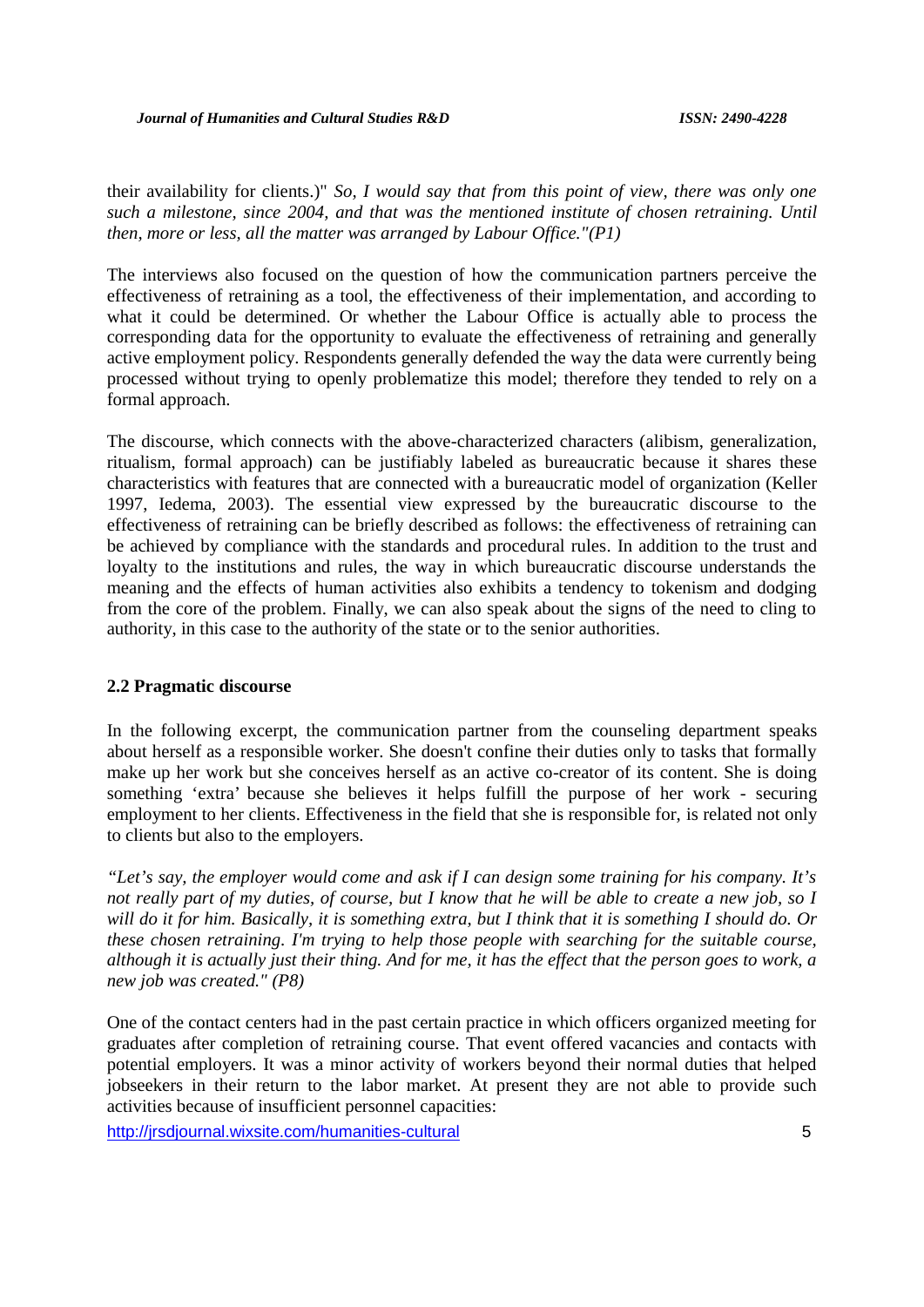their availability for clients.)" *So, I would say that from this point of view, there was only one such a milestone, since 2004, and that was the mentioned institute of chosen retraining. Until then, more or less, all the matter was arranged by Labour Office."(P1)*

The interviews also focused on the question of how the communication partners perceive the effectiveness of retraining as a tool, the effectiveness of their implementation, and according to what it could be determined. Or whether the Labour Office is actually able to process the corresponding data for the opportunity to evaluate the effectiveness of retraining and generally active employment policy. Respondents generally defended the way the data were currently being processed without trying to openly problematize this model; therefore they tended to rely on a formal approach.

The discourse, which connects with the above-characterized characters (alibism, generalization, ritualism, formal approach) can be justifiably labeled as bureaucratic because it shares these characteristics with features that are connected with a bureaucratic model of organization (Keller 1997, Iedema, 2003). The essential view expressed by the bureaucratic discourse to the effectiveness of retraining can be briefly described as follows: the effectiveness of retraining can be achieved by compliance with the standards and procedural rules. In addition to the trust and loyalty to the institutions and rules, the way in which bureaucratic discourse understands the meaning and the effects of human activities also exhibits a tendency to tokenism and dodging from the core of the problem. Finally, we can also speak about the signs of the need to cling to authority, in this case to the authority of the state or to the senior authorities.

### 2.2 Pragmatic discourse

In the following excerpt, the communication partner from the counseling department speaks about herself as a responsible worker. She doesn't confine their duties only to tasks that formally make up her work but she conceives herself as an active co-creator of its content. She is doing something 'extra' because she believes it helps fulfill the purpose of her work - securing employment to her clients. Effectiveness in the field that she is responsible for, is related not only to clients but also to the employers.

*"Let's say, the employer would come and ask if I can design some training for his company. It's not really part of my duties, of course, but I know that he will be able to create a new job, so I will do it for him. Basically, it is something extra, but I think that it is something I should do. Or these chosen retraining. I'm trying to help those people with searching for the suitable course, although it is actually just their thing. And for me, it has the effect that the person goes to work, a new job was created." (P8)*

One of the contact centers had in the past certain practice in which officers organized meeting for graduates after completion of retraining course. That event offered vacancies and contacts with potential employers. It was a minor activity of workers beyond their normal duties that helped jobseekers in their return to the labor market. At present they are not able to provide such activities because of insufficient personnel capacities: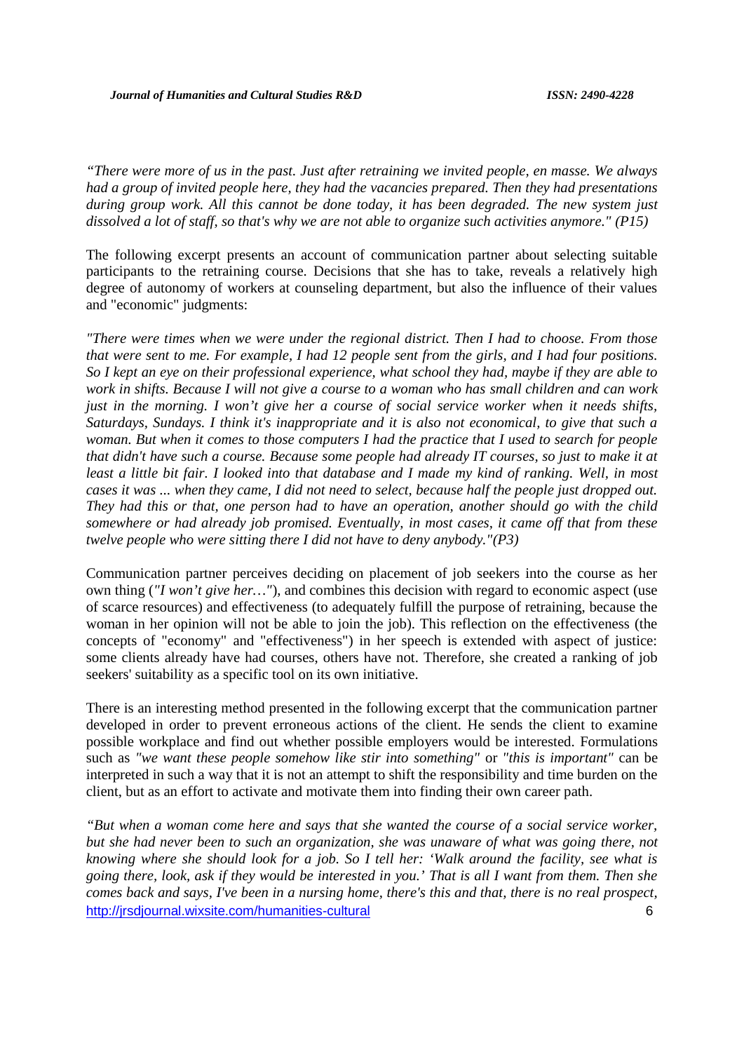*"There were more of us in the past. Just after retraining we invited people, en masse. We always had a group of invited people here, they had the vacancies prepared. Then they had presentations during group work. All this cannot be done today, it has been degraded. The new system just dissolved a lot of staff, so that's why we are not able to organize such activities anymore." (P15)*

The following excerpt presents an account of communication partner about selecting suitable participants to the retraining course. Decisions that she has to take, reveals a relatively high degree of autonomy of workers at counseling department, but also the influence of their values and "economic" judgments:

*"There were times when we were under the regional district. Then I had to choose. From those that were sent to me. For example, I had 12 people sent from the girls, and I had four positions. So I kept an eye on their professional experience, what school they had, maybe if they are able to work in shifts. Because I will not give a course to a woman who has small children and can work just in the morning. I won't give her a course of social service worker when it needs shifts, Saturdays, Sundays. I think it's inappropriate and it is also not economical, to give that such a woman. But when it comes to those computers I had the practice that I used to search for people that didn't have such a course. Because some people had already IT courses, so just to make it at least a little bit fair. I looked into that database and I made my kind of ranking. Well, in most cases it was ... when they came, I did not need to select, because half the people just dropped out. They had this or that, one person had to have an operation, another should go with the child somewhere or had already job promised. Eventually, in most cases, it came off that from these twelve people who were sitting there I did not have to deny anybody."(P3)*

Communication partner perceives deciding on placement of job seekers into the course as her own thing (*"I won't give her…"*), and combines this decision with regard to economic aspect (use of scarce resources) and effectiveness (to adequately fulfill the purpose of retraining, because the woman in her opinion will not be able to join the job). This reflection on the effectiveness (the concepts of "economy" and "effectiveness") in her speech is extended with aspect of justice: some clients already have had courses, others have not. Therefore, she created a ranking of job seekers' suitability as a specific tool on its own initiative.

There is an interesting method presented in the following excerpt that the communication partner developed in order to prevent erroneous actions of the client. He sends the client to examine possible workplace and find out whether possible employers would be interested. Formulations such as *"we want these people somehow like stir into something"* or *"this is important"* can be interpreted in such a way that it is not an attempt to shift the responsibility and time burden on the client, but as an effort to activate and motivate them into finding their own career path.

*"But when a woman come here and says that she wanted the course of a social service worker, but she had never been to such an organization, she was unaware of what was going there, not knowing where she should look for a job. So I tell her: 'Walk around the facility, see what is going there, look, ask if they would be interested in you.' That is all I want from them. Then she comes back and says, I've been in a nursing home, there's this and that, there is no real prospect,*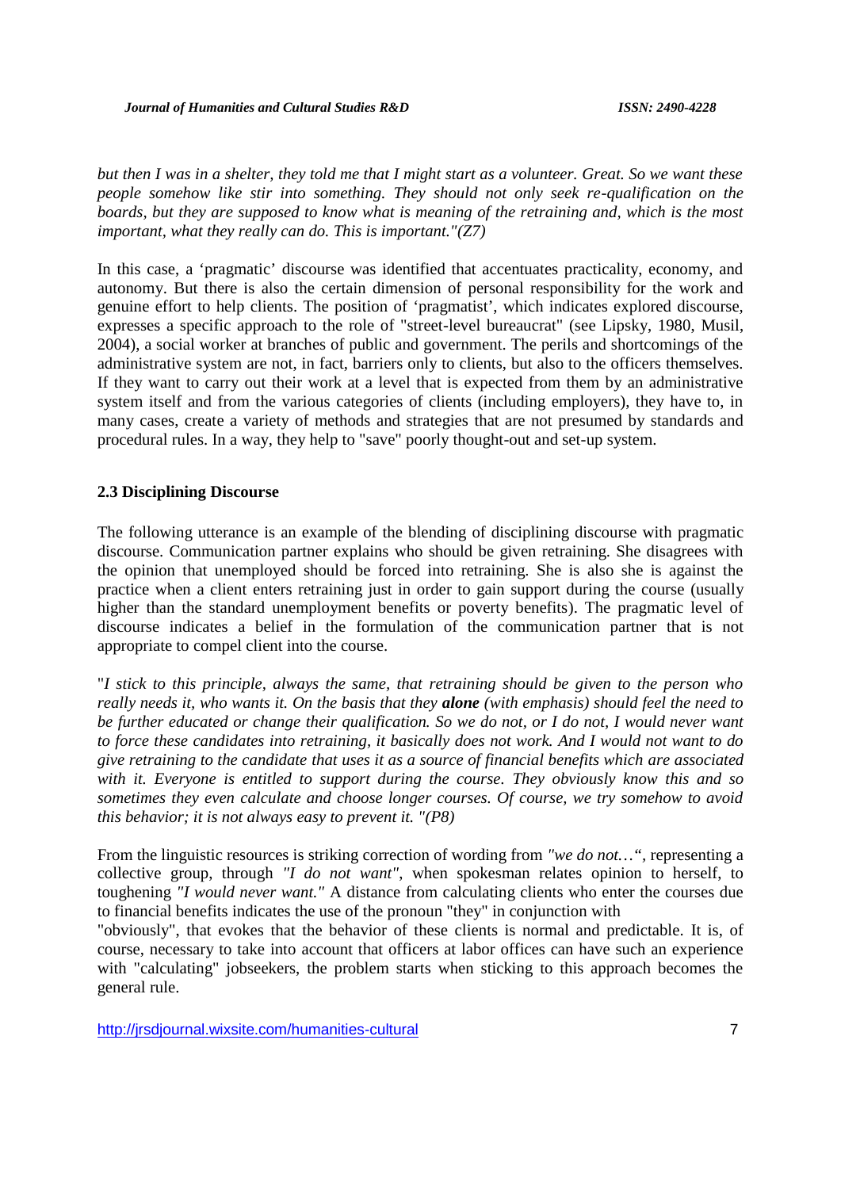*but then I was in a shelter, they told me that I might start as a volunteer. Great. So we want these people somehow like stir into something. They should not only seek re-qualification on the boards, but they are supposed to know what is meaning of the retraining and, which is the most important, what they really can do. This is important."(Z7)*

In this case, a 'pragmatic' discourse was identified that accentuates practicality, economy, and autonomy. But there is also the certain dimension of personal responsibility for the work and genuine effort to help clients. The position of 'pragmatist', which indicates explored discourse, expresses a specific approach to the role of "street-level bureaucrat" (see Lipsky, 1980, Musil, 2004), a social worker at branches of public and government. The perils and shortcomings of the administrative system are not, in fact, barriers only to clients, but also to the officers themselves. If they want to carry out their work at a level that is expected from them by an administrative system itself and from the various categories of clients (including employers), they have to, in many cases, create a variety of methods and strategies that are not presumed by standards and procedural rules. In a way, they help to "save" poorly thought-out and set-up system.

### 2.3 Disciplining Discourse

The following utterance is an example of the blending of disciplining discourse with pragmatic discourse. Communication partner explains who should be given retraining. She disagrees with the opinion that unemployed should be forced into retraining. She is also she is against the practice when a client enters retraining just in order to gain support during the course (usually higher than the standard unemployment benefits or poverty benefits). The pragmatic level of discourse indicates a belief in the formulation of the communication partner that is not appropriate to compel client into the course.

"*I stick to this principle, always the same, that retraining should be given to the person who really needs it, who wants it. On the basis that they* ***alone*** *(with emphasis) should feel the need to be further educated or change their qualification. So we do not, or I do not, I would never want to force these candidates into retraining, it basically does not work. And I would not want to do give retraining to the candidate that uses it as a source of financial benefits which are associated with it. Everyone is entitled to support during the course. They obviously know this and so sometimes they even calculate and choose longer courses. Of course, we try somehow to avoid this behavior; it is not always easy to prevent it. "(P8)*

From the linguistic resources is striking correction of wording from *"we do not…",* representing a collective group, through *"I do not want",* when spokesman relates opinion to herself, to toughening *"I would never want."* A distance from calculating clients who enter the courses due to financial benefits indicates the use of the pronoun "they" in conjunction with "obviously", that evokes that the behavior of these clients is normal and predictable. It is, of course, necessary to take into account that officers at labor offices can have such an experience with "calculating" jobseekers, the problem starts when sticking to this approach becomes the general rule.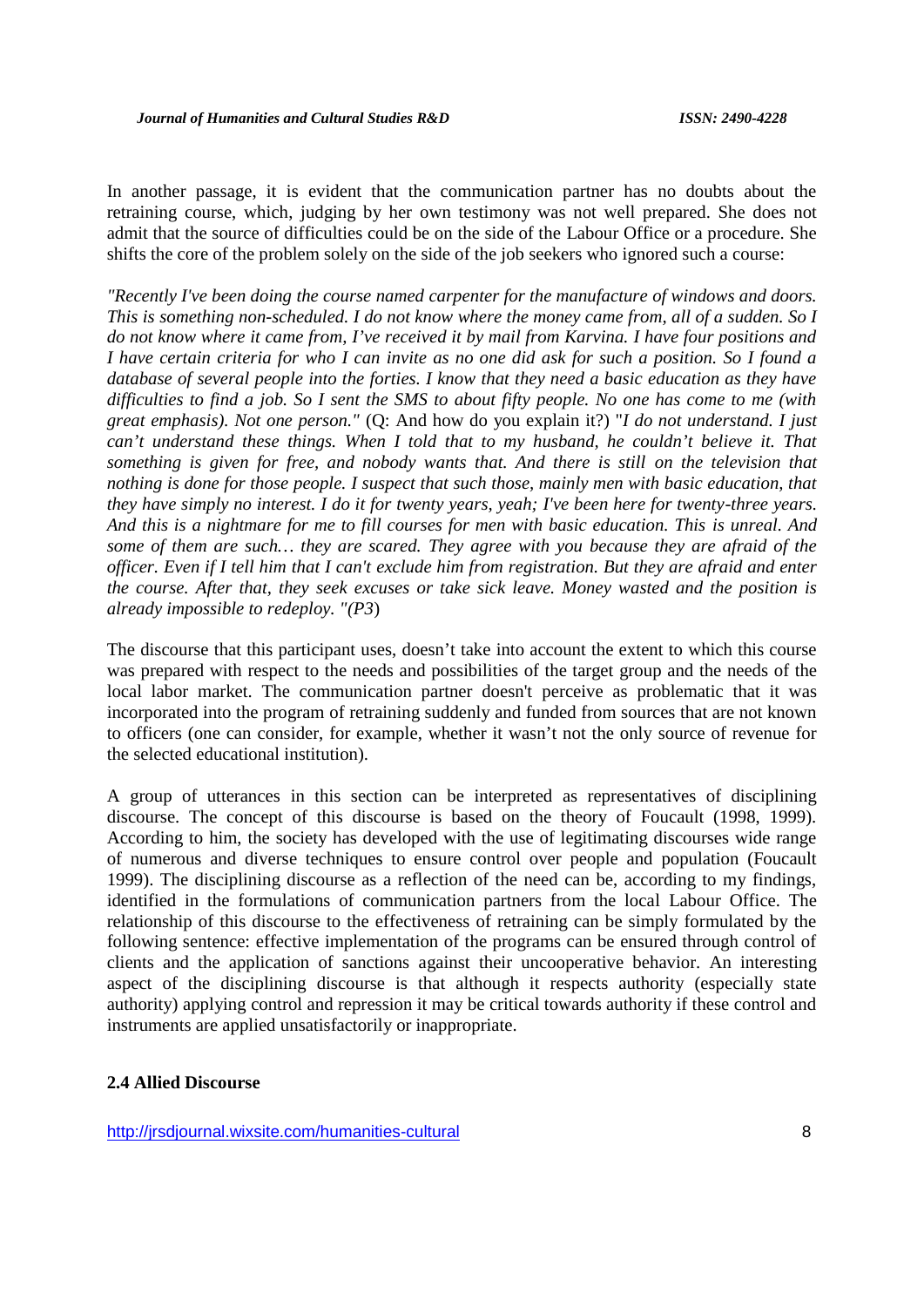In another passage, it is evident that the communication partner has no doubts about the retraining course, which, judging by her own testimony was not well prepared. She does not admit that the source of difficulties could be on the side of the Labour Office or a procedure. She shifts the core of the problem solely on the side of the job seekers who ignored such a course:

*"Recently I've been doing the course named carpenter for the manufacture of windows and doors. This is something non-scheduled. I do not know where the money came from, all of a sudden. So I do not know where it came from, I've received it by mail from Karvina. I have four positions and I have certain criteria for who I can invite as no one did ask for such a position. So I found a database of several people into the forties. I know that they need a basic education as they have difficulties to find a job. So I sent the SMS to about fifty people. No one has come to me (with great emphasis). Not one person."* (Q: And how do you explain it?) "*I do not understand. I just can't understand these things. When I told that to my husband, he couldn't believe it. That something is given for free, and nobody wants that. And there is still on the television that nothing is done for those people. I suspect that such those, mainly men with basic education, that they have simply no interest. I do it for twenty years, yeah; I've been here for twenty-three years. And this is a nightmare for me to fill courses for men with basic education. This is unreal. And some of them are such… they are scared. They agree with you because they are afraid of the officer. Even if I tell him that I can't exclude him from registration. But they are afraid and enter the course. After that, they seek excuses or take sick leave. Money wasted and the position is already impossible to redeploy. "(P3*)

The discourse that this participant uses, doesn't take into account the extent to which this course was prepared with respect to the needs and possibilities of the target group and the needs of the local labor market. The communication partner doesn't perceive as problematic that it was incorporated into the program of retraining suddenly and funded from sources that are not known to officers (one can consider, for example, whether it wasn't not the only source of revenue for the selected educational institution).

A group of utterances in this section can be interpreted as representatives of disciplining discourse. The concept of this discourse is based on the theory of Foucault (1998, 1999). According to him, the society has developed with the use of legitimating discourses wide range of numerous and diverse techniques to ensure control over people and population (Foucault 1999). The disciplining discourse as a reflection of the need can be, according to my findings, identified in the formulations of communication partners from the local Labour Office. The relationship of this discourse to the effectiveness of retraining can be simply formulated by the following sentence: effective implementation of the programs can be ensured through control of clients and the application of sanctions against their uncooperative behavior. An interesting aspect of the disciplining discourse is that although it respects authority (especially state authority) applying control and repression it may be critical towards authority if these control and instruments are applied unsatisfactorily or inappropriate.

### 2.4 Allied Discourse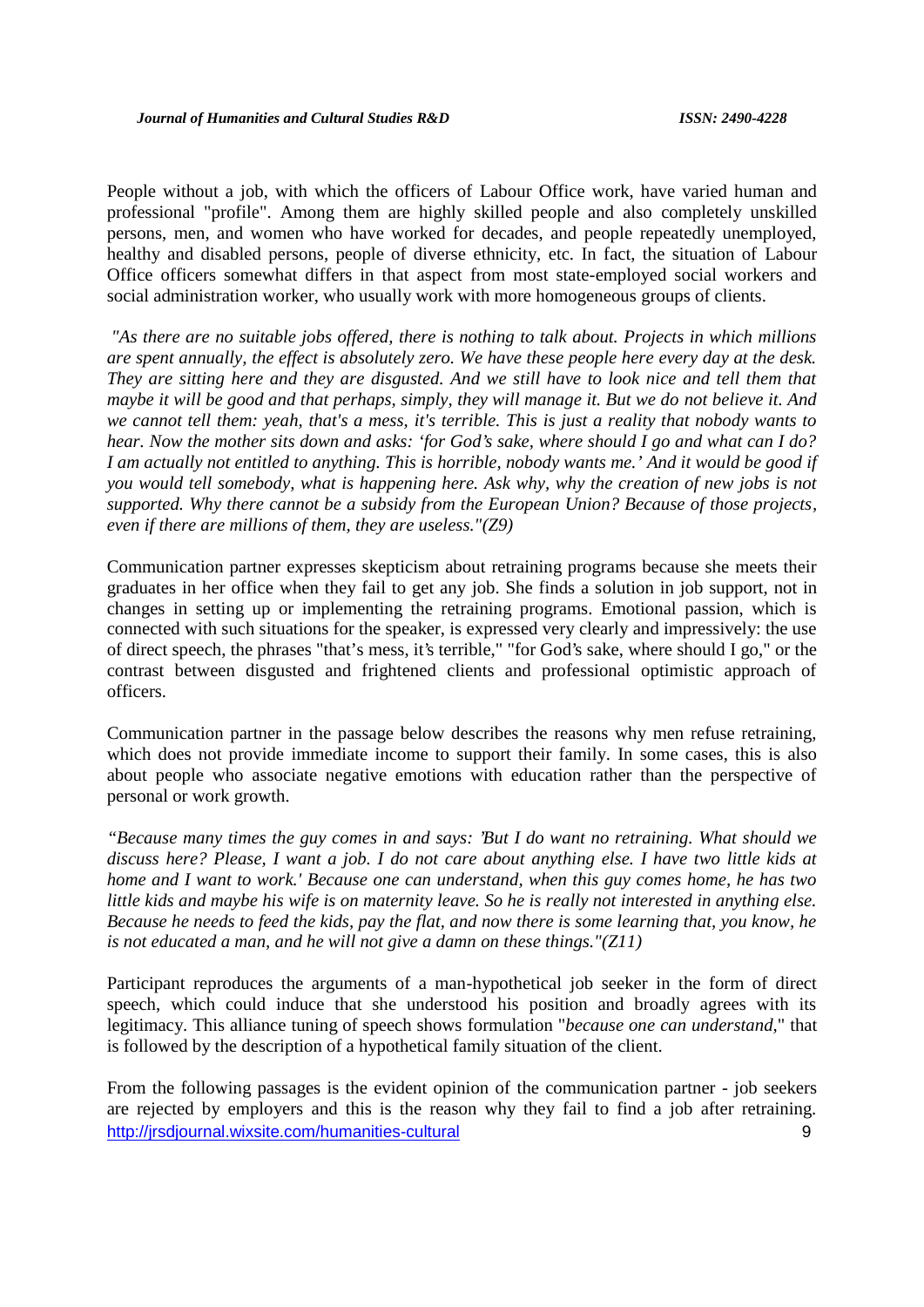People without a job, with which the officers of Labour Office work, have varied human and professional "profile". Among them are highly skilled people and also completely unskilled persons, men, and women who have worked for decades, and people repeatedly unemployed, healthy and disabled persons, people of diverse ethnicity, etc. In fact, the situation of Labour Office officers somewhat differs in that aspect from most state-employed social workers and social administration worker, who usually work with more homogeneous groups of clients.

*"As there are no suitable jobs offered, there is nothing to talk about. Projects in which millions are spent annually, the effect is absolutely zero. We have these people here every day at the desk. They are sitting here and they are disgusted. And we still have to look nice and tell them that maybe it will be good and that perhaps, simply, they will manage it. But we do not believe it. And we cannot tell them: yeah, that's a mess, it's terrible. This is just a reality that nobody wants to hear. Now the mother sits down and asks: 'for God's sake, where should I go and what can I do? I am actually not entitled to anything. This is horrible, nobody wants me.' And it would be good if you would tell somebody, what is happening here. Ask why, why the creation of new jobs is not supported. Why there cannot be a subsidy from the European Union? Because of those projects, even if there are millions of them, they are useless."(Z9)*

Communication partner expresses skepticism about retraining programs because she meets their graduates in her office when they fail to get any job. She finds a solution in job support, not in changes in setting up or implementing the retraining programs. Emotional passion, which is connected with such situations for the speaker, is expressed very clearly and impressively: the use of direct speech, the phrases "that's mess, it's terrible," "for God's sake, where should I go," or the contrast between disgusted and frightened clients and professional optimistic approach of officers.

Communication partner in the passage below describes the reasons why men refuse retraining, which does not provide immediate income to support their family. In some cases, this is also about people who associate negative emotions with education rather than the perspective of personal or work growth.

*"Because many times the guy comes in and says: 'But I do want no retraining. What should we discuss here? Please, I want a job. I do not care about anything else. I have two little kids at home and I want to work.' Because one can understand, when this guy comes home, he has two little kids and maybe his wife is on maternity leave. So he is really not interested in anything else. Because he needs to feed the kids, pay the flat, and now there is some learning that, you know, he is not educated a man, and he will not give a damn on these things."(Z11)*

Participant reproduces the arguments of a man-hypothetical job seeker in the form of direct speech, which could induce that she understood his position and broadly agrees with its legitimacy. This alliance tuning of speech shows formulation "*because one can understand*," that is followed by the description of a hypothetical family situation of the client.

From the following passages is the evident opinion of the communication partner - job seekers are rejected by employers and this is the reason why they fail to find a job after retraining.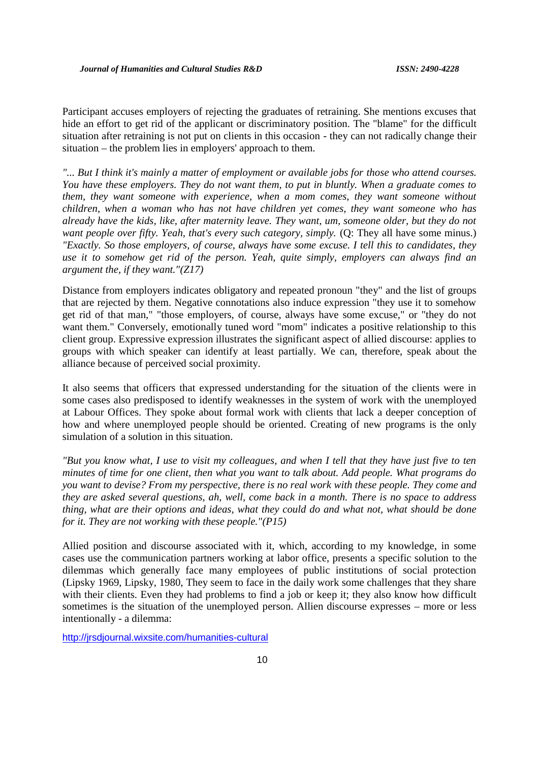Participant accuses employers of rejecting the graduates of retraining. She mentions excuses that hide an effort to get rid of the applicant or discriminatory position. The "blame" for the difficult situation after retraining is not put on clients in this occasion - they can not radically change their situation – the problem lies in employers' approach to them.

*"... But I think it's mainly a matter of employment or available jobs for those who attend courses. You have these employers. They do not want them, to put in bluntly. When a graduate comes to them, they want someone with experience, when a mom comes, they want someone without children, when a woman who has not have children yet comes, they want someone who has already have the kids, like, after maternity leave. They want, um, someone older, but they do not want people over fifty. Yeah, that's every such category, simply.* (Q: They all have some minus.) *"Exactly. So those employers, of course, always have some excuse. I tell this to candidates, they use it to somehow get rid of the person. Yeah, quite simply, employers can always find an argument the, if they want."(Z17)*

Distance from employers indicates obligatory and repeated pronoun "they" and the list of groups that are rejected by them. Negative connotations also induce expression "they use it to somehow get rid of that man," "those employers, of course, always have some excuse," or "they do not want them." Conversely, emotionally tuned word "mom" indicates a positive relationship to this client group. Expressive expression illustrates the significant aspect of allied discourse: applies to groups with which speaker can identify at least partially. We can, therefore, speak about the alliance because of perceived social proximity.

It also seems that officers that expressed understanding for the situation of the clients were in some cases also predisposed to identify weaknesses in the system of work with the unemployed at Labour Offices. They spoke about formal work with clients that lack a deeper conception of how and where unemployed people should be oriented. Creating of new programs is the only simulation of a solution in this situation.

*"But you know what, I use to visit my colleagues, and when I tell that they have just five to ten minutes of time for one client, then what you want to talk about. Add people. What programs do you want to devise? From my perspective, there is no real work with these people. They come and they are asked several questions, ah, well, come back in a month. There is no space to address thing, what are their options and ideas, what they could do and what not, what should be done for it. They are not working with these people."(P15)*

Allied position and discourse associated with it, which, according to my knowledge, in some cases use the communication partners working at labor office, presents a specific solution to the dilemmas which generally face many employees of public institutions of social protection (Lipsky 1969, Lipsky, 1980, They seem to face in the daily work some challenges that they share with their clients. Even they had problems to find a job or keep it; they also know how difficult sometimes is the situation of the unemployed person. Allien discourse expresses – more or less intentionally - a dilemma:

http://jrsdjournal.wixsite.com/humanities-cultural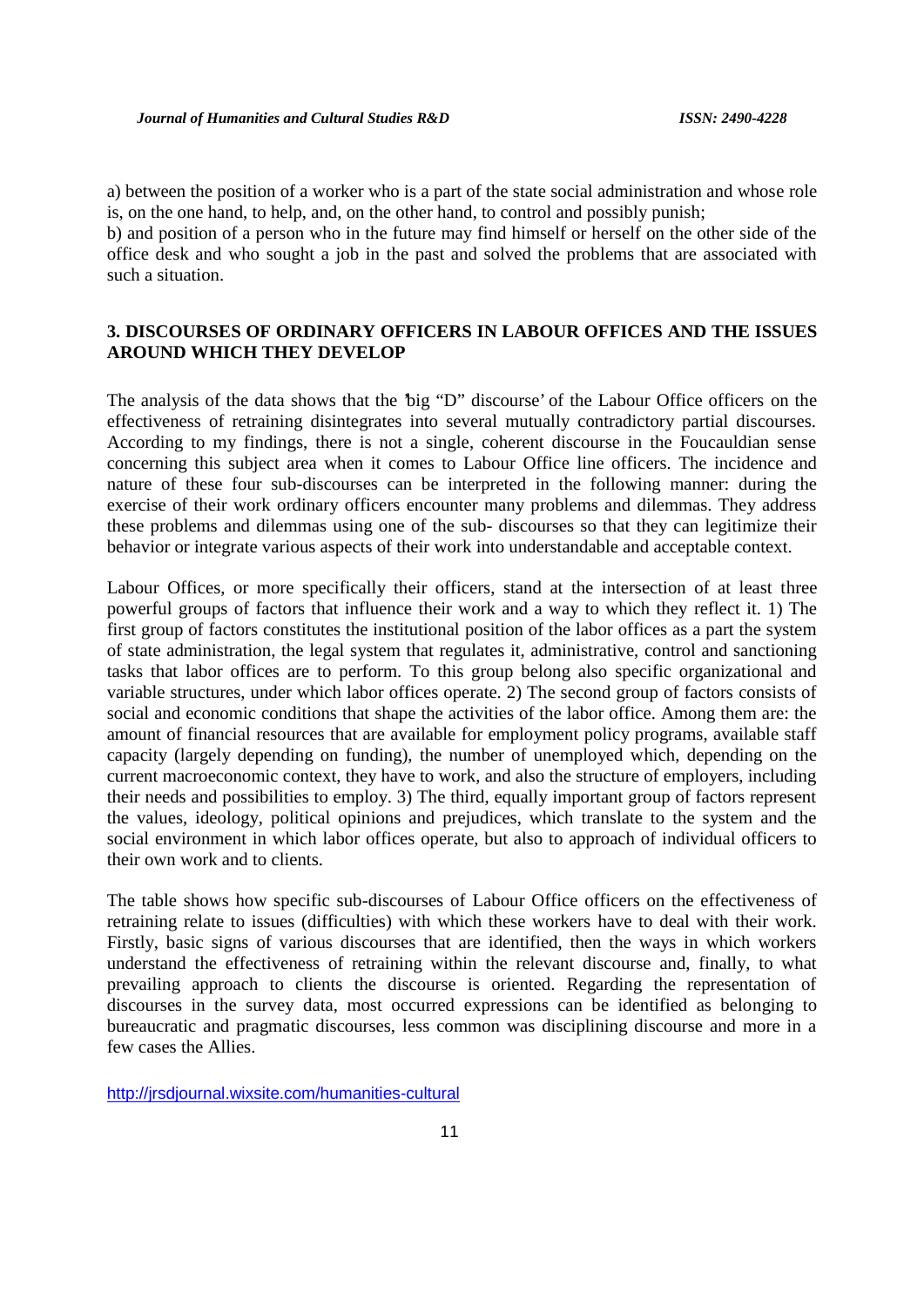a) between the position of a worker who is a part of the state social administration and whose role is, on the one hand, to help, and, on the other hand, to control and possibly punish;

b) and position of a person who in the future may find himself or herself on the other side of the office desk and who sought a job in the past and solved the problems that are associated with such a situation.

## 3. DISCOURSES OF ORDINARY OFFICERS IN LABOUR OFFICES AND THE ISSUES AROUND WHICH THEY DEVELOP

The analysis of the data shows that the 'big "D" discourse' of the Labour Office officers on the effectiveness of retraining disintegrates into several mutually contradictory partial discourses. According to my findings, there is not a single, coherent discourse in the Foucauldian sense concerning this subject area when it comes to Labour Office line officers. The incidence and nature of these four sub-discourses can be interpreted in the following manner: during the exercise of their work ordinary officers encounter many problems and dilemmas. They address these problems and dilemmas using one of the sub- discourses so that they can legitimize their behavior or integrate various aspects of their work into understandable and acceptable context.

Labour Offices, or more specifically their officers, stand at the intersection of at least three powerful groups of factors that influence their work and a way to which they reflect it. 1) The first group of factors constitutes the institutional position of the labor offices as a part the system of state administration, the legal system that regulates it, administrative, control and sanctioning tasks that labor offices are to perform. To this group belong also specific organizational and variable structures, under which labor offices operate. 2) The second group of factors consists of social and economic conditions that shape the activities of the labor office. Among them are: the amount of financial resources that are available for employment policy programs, available staff capacity (largely depending on funding), the number of unemployed which, depending on the current macroeconomic context, they have to work, and also the structure of employers, including their needs and possibilities to employ. 3) The third, equally important group of factors represent the values, ideology, political opinions and prejudices, which translate to the system and the social environment in which labor offices operate, but also to approach of individual officers to their own work and to clients.

The table shows how specific sub-discourses of Labour Office officers on the effectiveness of retraining relate to issues (difficulties) with which these workers have to deal with their work. Firstly, basic signs of various discourses that are identified, then the ways in which workers understand the effectiveness of retraining within the relevant discourse and, finally, to what prevailing approach to clients the discourse is oriented. Regarding the representation of discourses in the survey data, most occurred expressions can be identified as belonging to bureaucratic and pragmatic discourses, less common was disciplining discourse and more in a few cases the Allies.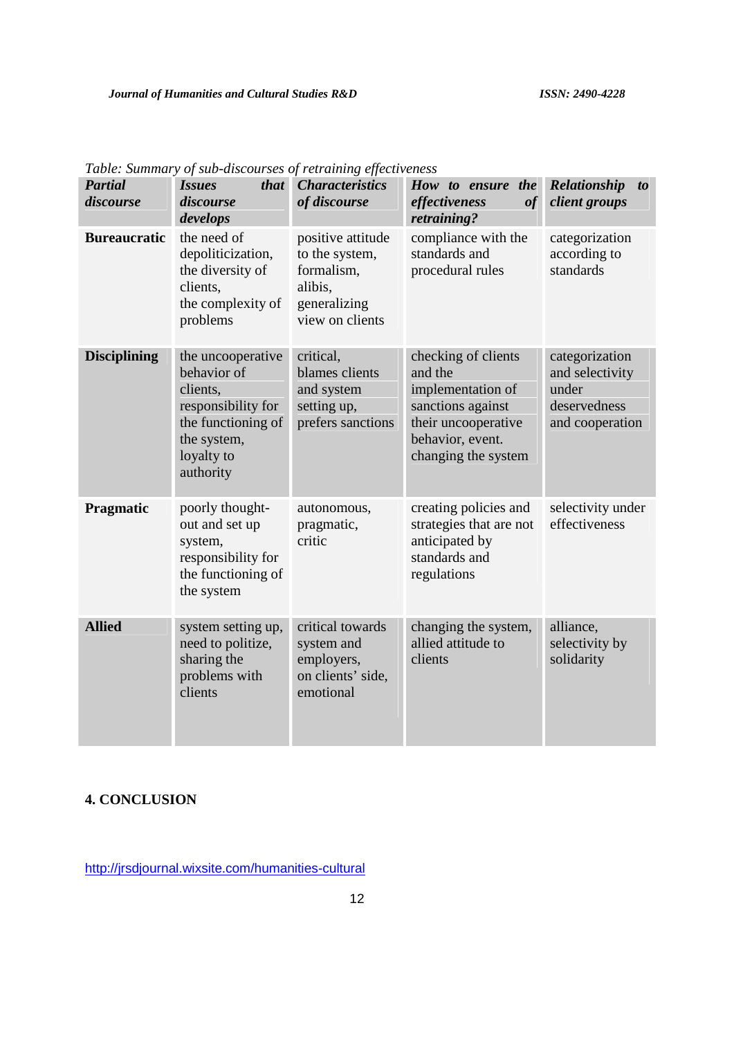*Table: Summary of sub-discourses of retraining effectiveness*

| ***Partial discourse*** | ***Issues that discourse develops*** | ***Characteristics of discourse*** | ***How to ensure the effectiveness of retraining?*** | ***Relationship to client groups*** |
|---|---|---|---|---|
| **Bureaucratic** | the need of depoliticization, the diversity of clients, the complexity of problems | positive attitude to the system, formalism, alibis, generalizing view on clients | compliance with the standards and procedural rules | categorization according to standards |
| **Disciplining** | the uncooperative behavior of clients, responsibility for the functioning of the system, loyalty to authority | critical, blames clients and system setting up, prefers sanctions | checking of clients and the implementation of sanctions against their uncooperative behavior, event. changing the system | categorization and selectivity under deservedness and cooperation |
| **Pragmatic** | poorly thought-out and set up system, responsibility for the functioning of the system | autonomous, pragmatic, critic | creating policies and strategies that are not anticipated by standards and regulations | selectivity under effectiveness |
| **Allied** | system setting up, need to politize, sharing the problems with clients | critical towards system and employers, on clients' side, emotional | changing the system, allied attitude to clients | alliance, selectivity by solidarity |

## 4. CONCLUSION

http://jrsdjournal.wixsite.com/humanities-cultural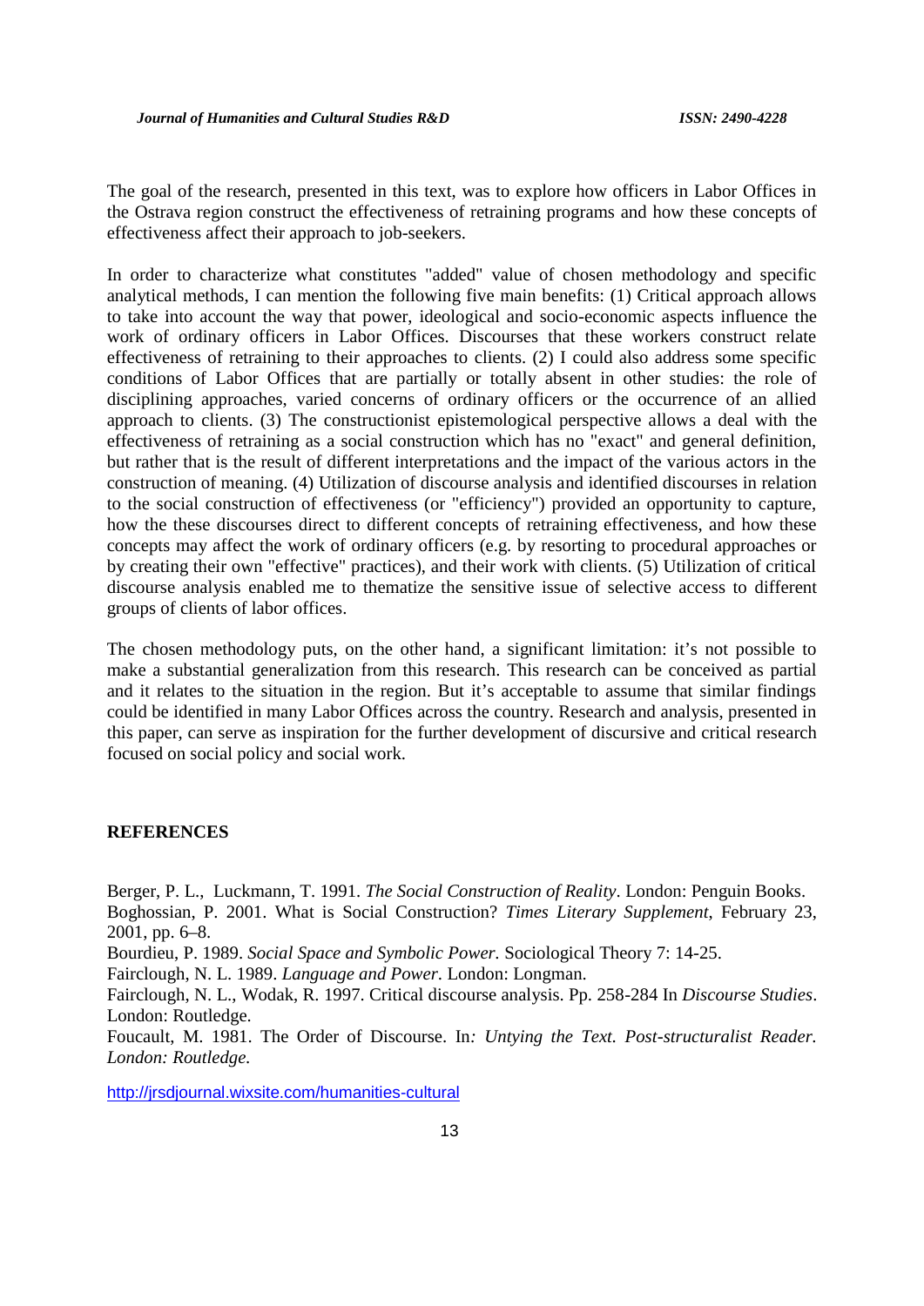The goal of the research, presented in this text, was to explore how officers in Labor Offices in the Ostrava region construct the effectiveness of retraining programs and how these concepts of effectiveness affect their approach to job-seekers.

In order to characterize what constitutes "added" value of chosen methodology and specific analytical methods, I can mention the following five main benefits: (1) Critical approach allows to take into account the way that power, ideological and socio-economic aspects influence the work of ordinary officers in Labor Offices. Discourses that these workers construct relate effectiveness of retraining to their approaches to clients. (2) I could also address some specific conditions of Labor Offices that are partially or totally absent in other studies: the role of disciplining approaches, varied concerns of ordinary officers or the occurrence of an allied approach to clients. (3) The constructionist epistemological perspective allows a deal with the effectiveness of retraining as a social construction which has no "exact" and general definition, but rather that is the result of different interpretations and the impact of the various actors in the construction of meaning. (4) Utilization of discourse analysis and identified discourses in relation to the social construction of effectiveness (or "efficiency") provided an opportunity to capture, how the these discourses direct to different concepts of retraining effectiveness, and how these concepts may affect the work of ordinary officers (e.g. by resorting to procedural approaches or by creating their own "effective" practices), and their work with clients. (5) Utilization of critical discourse analysis enabled me to thematize the sensitive issue of selective access to different groups of clients of labor offices.

The chosen methodology puts, on the other hand, a significant limitation: it's not possible to make a substantial generalization from this research. This research can be conceived as partial and it relates to the situation in the region. But it's acceptable to assume that similar findings could be identified in many Labor Offices across the country. Research and analysis, presented in this paper, can serve as inspiration for the further development of discursive and critical research focused on social policy and social work.

## REFERENCES

Berger, P. L., Luckmann, T. 1991. *The Social Construction of Reality*. London: Penguin Books.

Boghossian, P. 2001. What is Social Construction? *Times Literary Supplement*, February 23, 2001, pp. 6–8.

Bourdieu, P. 1989. *Social Space and Symbolic Power.* Sociological Theory 7: 14-25.

Fairclough, N. L. 1989. *Language and Power.* London: Longman.

Fairclough, N. L., Wodak, R. 1997. Critical discourse analysis. Pp. 258-284 In *Discourse Studies*. London: Routledge.

Foucault, M. 1981. The Order of Discourse. In*: Untying the Text. Post-structuralist Reader. London: Routledge.*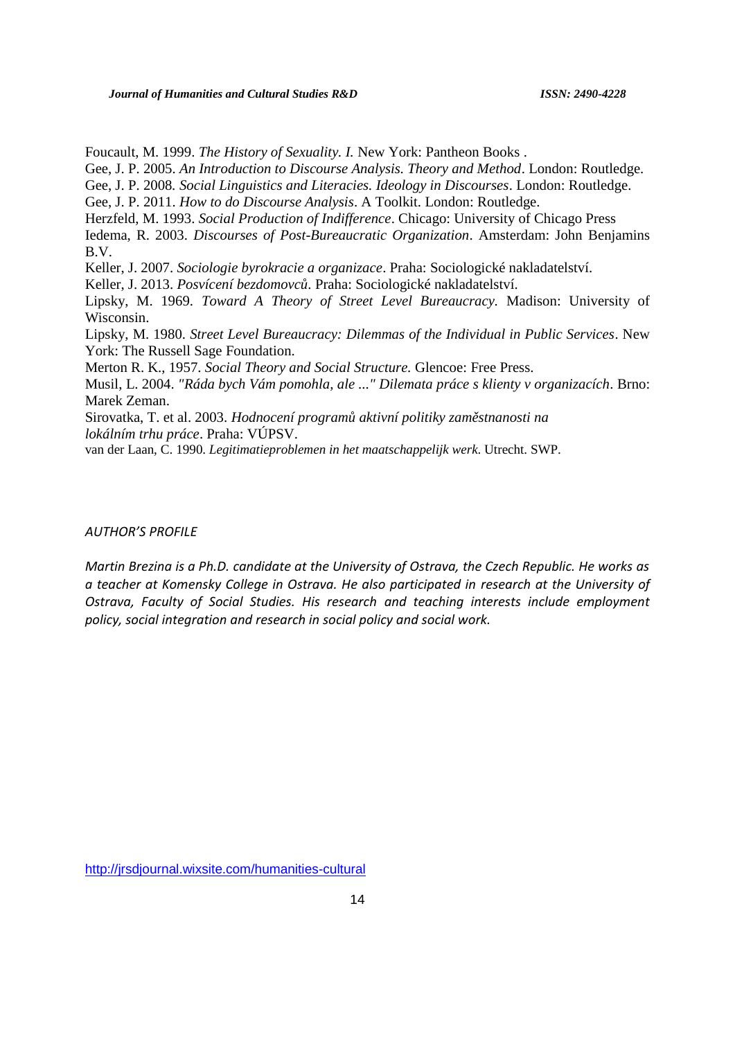Foucault, M. 1999. *The History of Sexuality. I.* New York: Pantheon Books .

Gee, J. P. 2005. *An Introduction to Discourse Analysis. Theory and Method*. London: Routledge.

Gee, J. P. 2008. *Social Linguistics and Literacies. Ideology in Discourses*. London: Routledge.

Gee, J. P. 2011. *How to do Discourse Analysis*. A Toolkit. London: Routledge.

Herzfeld, M. 1993. *Social Production of Indifference*. Chicago: University of Chicago Press

Iedema, R. 2003. *Discourses of Post-Bureaucratic Organization*. Amsterdam: John Benjamins B.V.

Keller, J. 2007. *Sociologie byrokracie a organizace*. Praha: Sociologické nakladatelství.

Keller, J. 2013. *Posvícení bezdomovců*. Praha: Sociologické nakladatelství.

Lipsky, M. 1969. *Toward A Theory of Street Level Bureaucracy.* Madison: University of Wisconsin.

Lipsky, M. 1980. *Street Level Bureaucracy: Dilemmas of the Individual in Public Services*. New York: The Russell Sage Foundation.

Merton R. K., 1957. *Social Theory and Social Structure.* Glencoe: Free Press.

Musil, L. 2004. *"Ráda bych Vám pomohla, ale ..." Dilemata práce s klienty v organizacích*. Brno: Marek Zeman.

Sirovatka, T. et al. 2003. *Hodnocení programů aktivní politiky zaměstnanosti na lokálním trhu práce*. Praha: VÚPSV.

van der Laan, C. 1990. *Legitimatieproblemen in het maatschappelijk werk*. Utrecht. SWP.

*AUTHOR'S PROFILE*

*Martin Brezina is a Ph.D. candidate at the University of Ostrava, the Czech Republic. He works as a teacher at Komensky College in Ostrava. He also participated in research at the University of Ostrava, Faculty of Social Studies. His research and teaching interests include employment policy, social integration and research in social policy and social work.*